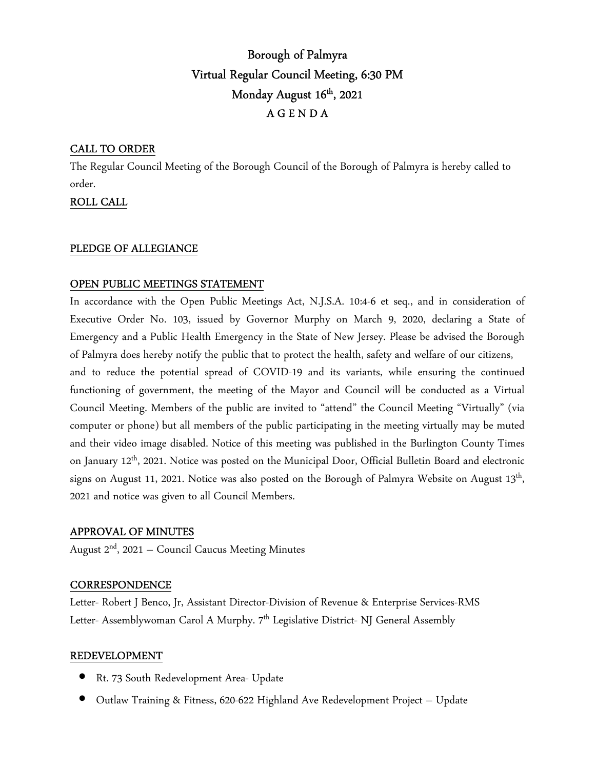# Borough of Palmyra
## Virtual Regular Council Meeting, 6:30 PM
## Monday August 16th, 2021
## A G E N D A

**CALL TO ORDER**

The Regular Council Meeting of the Borough Council of the Borough of Palmyra is hereby called to order.

**ROLL CALL**

**PLEDGE OF ALLEGIANCE**

**OPEN PUBLIC MEETINGS STATEMENT**

In accordance with the Open Public Meetings Act, N.J.S.A. 10:4-6 et seq., and in consideration of Executive Order No. 103, issued by Governor Murphy on March 9, 2020, declaring a State of Emergency and a Public Health Emergency in the State of New Jersey. Please be advised the Borough of Palmyra does hereby notify the public that to protect the health, safety and welfare of our citizens, and to reduce the potential spread of COVID-19 and its variants, while ensuring the continued functioning of government, the meeting of the Mayor and Council will be conducted as a Virtual Council Meeting. Members of the public are invited to "attend" the Council Meeting "Virtually" (via computer or phone) but all members of the public participating in the meeting virtually may be muted and their video image disabled. Notice of this meeting was published in the Burlington County Times on January 12th, 2021. Notice was posted on the Municipal Door, Official Bulletin Board and electronic signs on August 11, 2021. Notice was also posted on the Borough of Palmyra Website on August 13th, 2021 and notice was given to all Council Members.

**APPROVAL OF MINUTES**

August 2nd, 2021 – Council Caucus Meeting Minutes

**CORRESPONDENCE**

Letter- Robert J Benco, Jr, Assistant Director-Division of Revenue & Enterprise Services-RMS
Letter- Assemblywoman Carol A Murphy. 7th Legislative District- NJ General Assembly

**REDEVELOPMENT**

- Rt. 73 South Redevelopment Area- Update
- Outlaw Training & Fitness, 620-622 Highland Ave Redevelopment Project – Update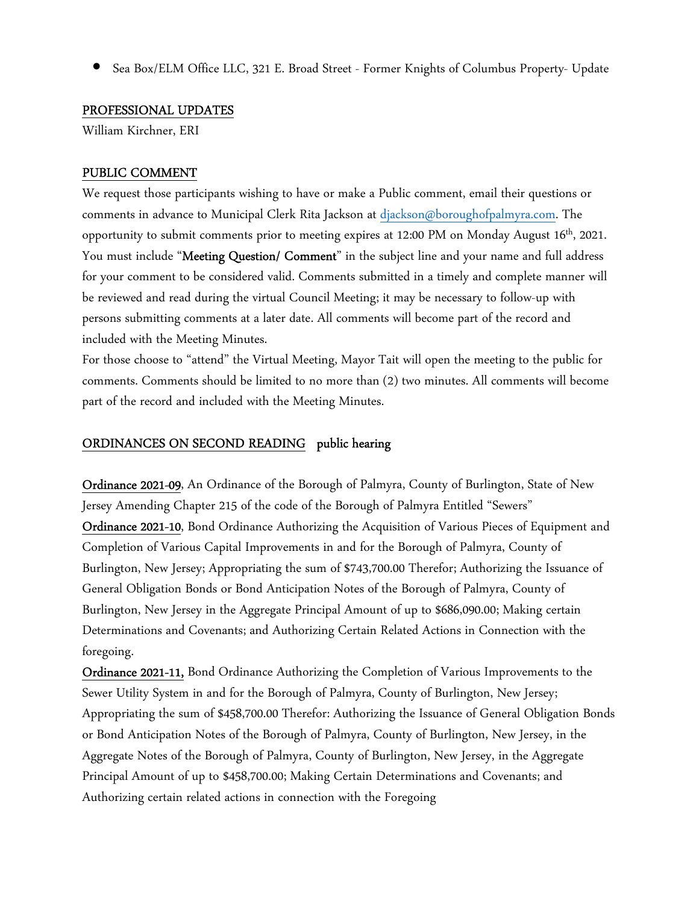- Sea Box/ELM Office LLC, 321 E. Broad Street - Former Knights of Columbus Property- Update

## PROFESSIONAL UPDATES

William Kirchner, ERI

## PUBLIC COMMENT

We request those participants wishing to have or make a Public comment, email their questions or comments in advance to Municipal Clerk Rita Jackson at [djackson@boroughofpalmyra.com](mailto:djackson@boroughofpalmyra.com). The opportunity to submit comments prior to meeting expires at 12:00 PM on Monday August 16th, 2021. You must include "**Meeting Question/ Comment**" in the subject line and your name and full address for your comment to be considered valid. Comments submitted in a timely and complete manner will be reviewed and read during the virtual Council Meeting; it may be necessary to follow-up with persons submitting comments at a later date. All comments will become part of the record and included with the Meeting Minutes.

For those choose to "attend" the Virtual Meeting, Mayor Tait will open the meeting to the public for comments. Comments should be limited to no more than (2) two minutes. All comments will become part of the record and included with the Meeting Minutes.

## ORDINANCES ON SECOND READING **public hearing**

**Ordinance 2021-09**, An Ordinance of the Borough of Palmyra, County of Burlington, State of New Jersey Amending Chapter 215 of the code of the Borough of Palmyra Entitled "Sewers"

**Ordinance 2021-10**, Bond Ordinance Authorizing the Acquisition of Various Pieces of Equipment and Completion of Various Capital Improvements in and for the Borough of Palmyra, County of Burlington, New Jersey; Appropriating the sum of $743,700.00 Therefor; Authorizing the Issuance of General Obligation Bonds or Bond Anticipation Notes of the Borough of Palmyra, County of Burlington, New Jersey in the Aggregate Principal Amount of up to $686,090.00; Making certain Determinations and Covenants; and Authorizing Certain Related Actions in Connection with the foregoing.

**Ordinance 2021-11,** Bond Ordinance Authorizing the Completion of Various Improvements to the Sewer Utility System in and for the Borough of Palmyra, County of Burlington, New Jersey; Appropriating the sum of $458,700.00 Therefor: Authorizing the Issuance of General Obligation Bonds or Bond Anticipation Notes of the Borough of Palmyra, County of Burlington, New Jersey, in the Aggregate Notes of the Borough of Palmyra, County of Burlington, New Jersey, in the Aggregate Principal Amount of up to $458,700.00; Making Certain Determinations and Covenants; and Authorizing certain related actions in connection with the Foregoing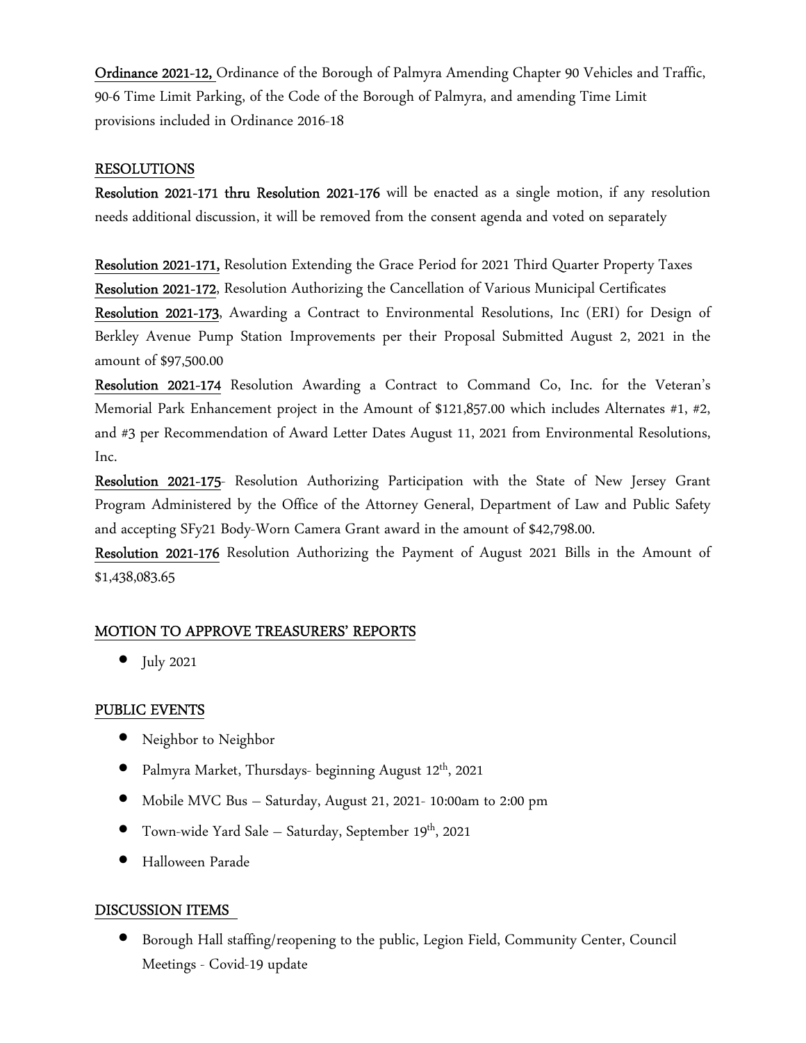**Ordinance 2021-12,** Ordinance of the Borough of Palmyra Amending Chapter 90 Vehicles and Traffic, 90-6 Time Limit Parking, of the Code of the Borough of Palmyra, and amending Time Limit provisions included in Ordinance 2016-18

## RESOLUTIONS

**Resolution 2021-171 thru Resolution 2021-176** will be enacted as a single motion, if any resolution needs additional discussion, it will be removed from the consent agenda and voted on separately

**Resolution 2021-171,** Resolution Extending the Grace Period for 2021 Third Quarter Property Taxes

**Resolution 2021-172**, Resolution Authorizing the Cancellation of Various Municipal Certificates

**Resolution 2021-173**, Awarding a Contract to Environmental Resolutions, Inc (ERI) for Design of Berkley Avenue Pump Station Improvements per their Proposal Submitted August 2, 2021 in the amount of $97,500.00

**Resolution 2021-174** Resolution Awarding a Contract to Command Co, Inc. for the Veteran's Memorial Park Enhancement project in the Amount of $121,857.00 which includes Alternates #1, #2, and #3 per Recommendation of Award Letter Dates August 11, 2021 from Environmental Resolutions, Inc.

**Resolution 2021-175**- Resolution Authorizing Participation with the State of New Jersey Grant Program Administered by the Office of the Attorney General, Department of Law and Public Safety and accepting SFy21 Body-Worn Camera Grant award in the amount of $42,798.00.

**Resolution 2021-176** Resolution Authorizing the Payment of August 2021 Bills in the Amount of $1,438,083.65

## MOTION TO APPROVE TREASURERS' REPORTS

- July 2021

## PUBLIC EVENTS

- Neighbor to Neighbor
- Palmyra Market, Thursdays- beginning August 12th, 2021
- Mobile MVC Bus – Saturday, August 21, 2021- 10:00am to 2:00 pm
- Town-wide Yard Sale – Saturday, September 19th, 2021
- Halloween Parade

## DISCUSSION ITEMS

- Borough Hall staffing/reopening to the public, Legion Field, Community Center, Council Meetings - Covid-19 update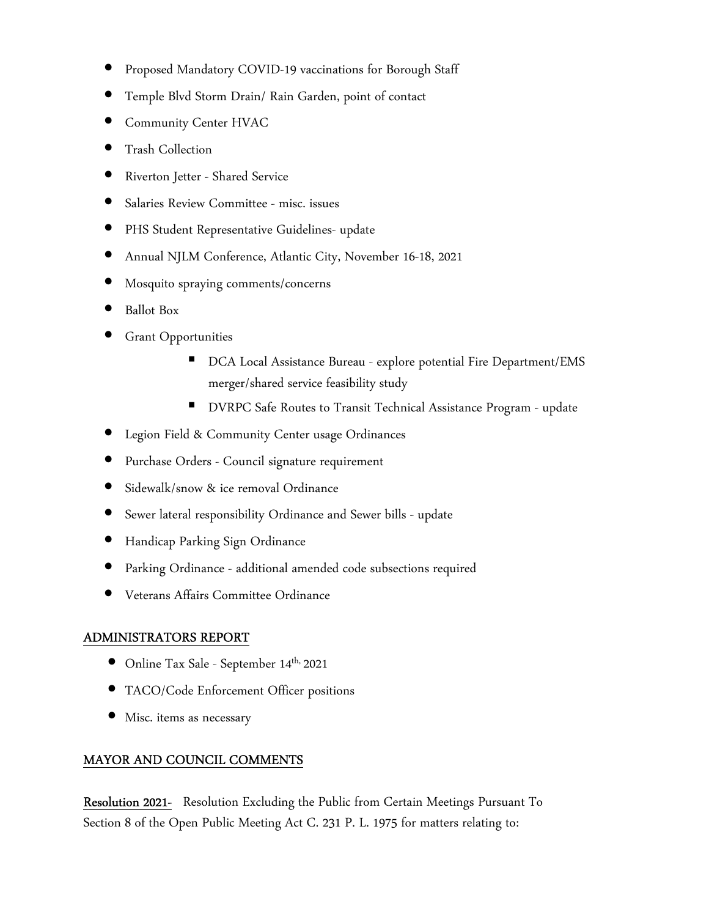- Proposed Mandatory COVID-19 vaccinations for Borough Staff
- Temple Blvd Storm Drain/ Rain Garden, point of contact
- Community Center HVAC
- Trash Collection
- Riverton Jetter - Shared Service
- Salaries Review Committee - misc. issues
- PHS Student Representative Guidelines- update
- Annual NJLM Conference, Atlantic City, November 16-18, 2021
- Mosquito spraying comments/concerns
- Ballot Box
- Grant Opportunities
    - DCA Local Assistance Bureau - explore potential Fire Department/EMS merger/shared service feasibility study
    - DVRPC Safe Routes to Transit Technical Assistance Program - update
- Legion Field & Community Center usage Ordinances
- Purchase Orders - Council signature requirement
- Sidewalk/snow & ice removal Ordinance
- Sewer lateral responsibility Ordinance and Sewer bills - update
- Handicap Parking Sign Ordinance
- Parking Ordinance - additional amended code subsections required
- Veterans Affairs Committee Ordinance

## ADMINISTRATORS REPORT

- Online Tax Sale - September 14th, 2021
- TACO/Code Enforcement Officer positions
- Misc. items as necessary

## MAYOR AND COUNCIL COMMENTS

**Resolution 2021-** Resolution Excluding the Public from Certain Meetings Pursuant To Section 8 of the Open Public Meeting Act C. 231 P. L. 1975 for matters relating to: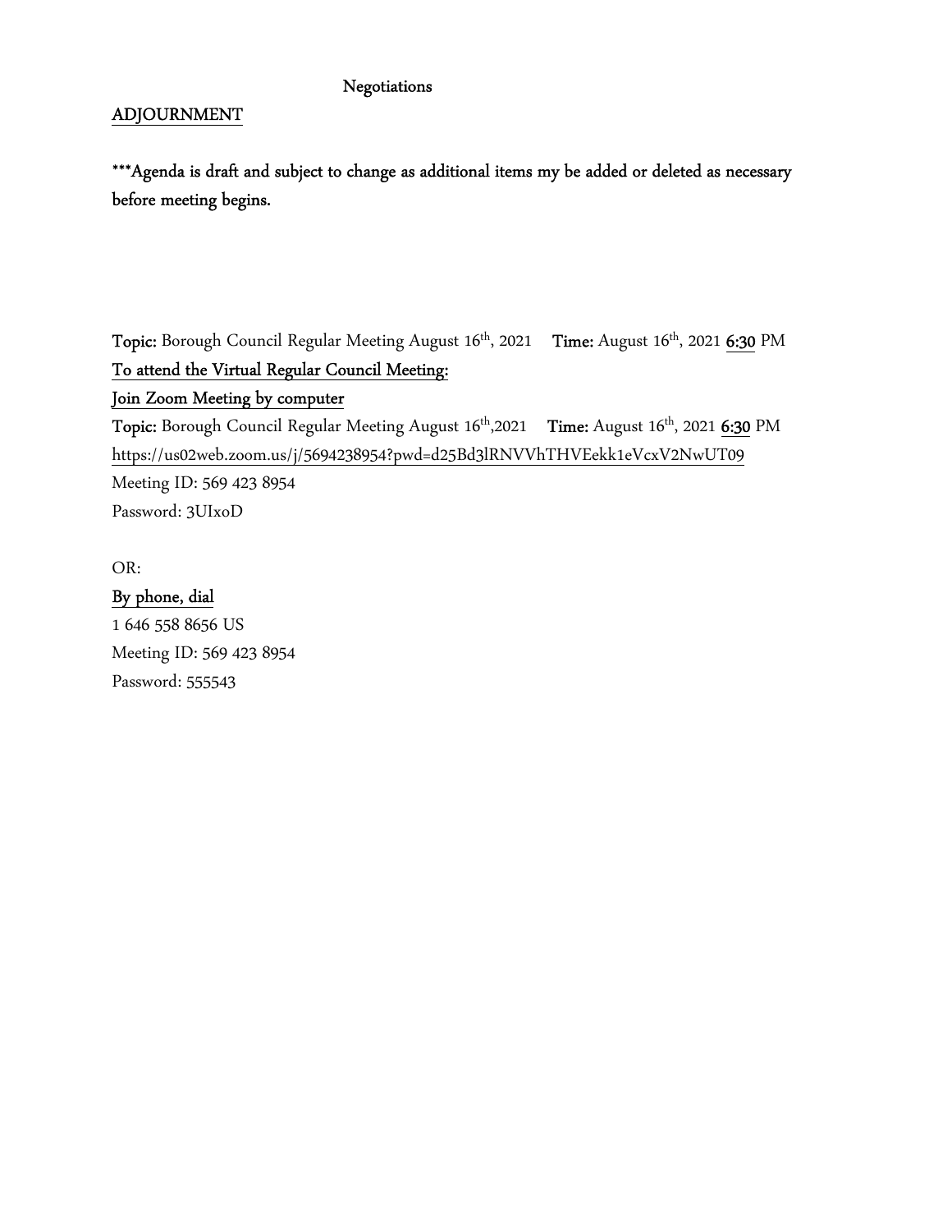Negotiations

ADJOURNMENT

***Agenda is draft and subject to change as additional items my be added or deleted as necessary before meeting begins.

**Topic:** Borough Council Regular Meeting August 16th, 2021 **Time:** August 16th, 2021 6:30 PM

**To attend the Virtual Regular Council Meeting:**

**Join Zoom Meeting by computer**

**Topic:** Borough Council Regular Meeting August 16th,2021 **Time:** August 16th, 2021 6:30 PM

https://us02web.zoom.us/j/5694238954?pwd=d25Bd3lRNVVhTHVEekk1eVcxV2NwUT09

Meeting ID: 569 423 8954

Password: 3UIxoD

OR:

**By phone, dial**

1 646 558 8656 US

Meeting ID: 569 423 8954

Password: 555543